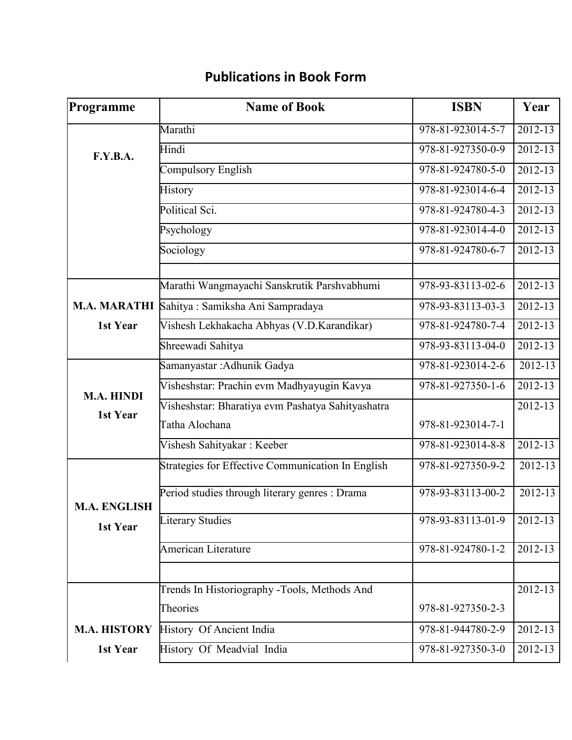## Publications in Book Form

| Programme | Name of Book | ISBN | Year |
|---|---|---|---|
| F.Y.B.A. | Marathi | 978-81-923014-5-7 | 2012-13 |
| | Hindi | 978-81-927350-0-9 | 2012-13 |
| | Compulsory English | 978-81-924780-5-0 | 2012-13 |
| | History | 978-81-923014-6-4 | 2012-13 |
| | Political Sci. | 978-81-924780-4-3 | 2012-13 |
| | Psychology | 978-81-923014-4-0 | 2012-13 |
| | Sociology | 978-81-924780-6-7 | 2012-13 |
| | | | |
| M.A. MARATHI 1st Year | Marathi Wangmayachi Sanskrutik Parshvabhumi | 978-93-83113-02-6 | 2012-13 |
| | Sahitya : Samiksha Ani Sampradaya | 978-93-83113-03-3 | 2012-13 |
| | Vishesh Lekhakacha Abhyas (V.D.Karandikar) | 978-81-924780-7-4 | 2012-13 |
| | Shreewadi Sahitya | 978-93-83113-04-0 | 2012-13 |
| M.A. HINDI 1st Year | Samanyastar :Adhunik Gadya | 978-81-923014-2-6 | 2012-13 |
| | Visheshstar: Prachin evm Madhyayugin Kavya | 978-81-927350-1-6 | 2012-13 |
| | Visheshstar: Bharatiya evm Pashatya Sahityashatra Tatha Alochana | 978-81-923014-7-1 | 2012-13 |
| | Vishesh Sahityakar : Keeber | 978-81-923014-8-8 | 2012-13 |
| M.A. ENGLISH 1st Year | Strategies for Effective Communication In English | 978-81-927350-9-2 | 2012-13 |
| | Period studies through literary genres : Drama | 978-93-83113-00-2 | 2012-13 |
| | Literary Studies | 978-93-83113-01-9 | 2012-13 |
| | American Literature | 978-81-924780-1-2 | 2012-13 |
| | | | |
| M.A. HISTORY 1st Year | Trends In Historiography -Tools, Methods And Theories | 978-81-927350-2-3 | 2012-13 |
| | History Of Ancient India | 978-81-944780-2-9 | 2012-13 |
| | History Of Meadvial India | 978-81-927350-3-0 | 2012-13 |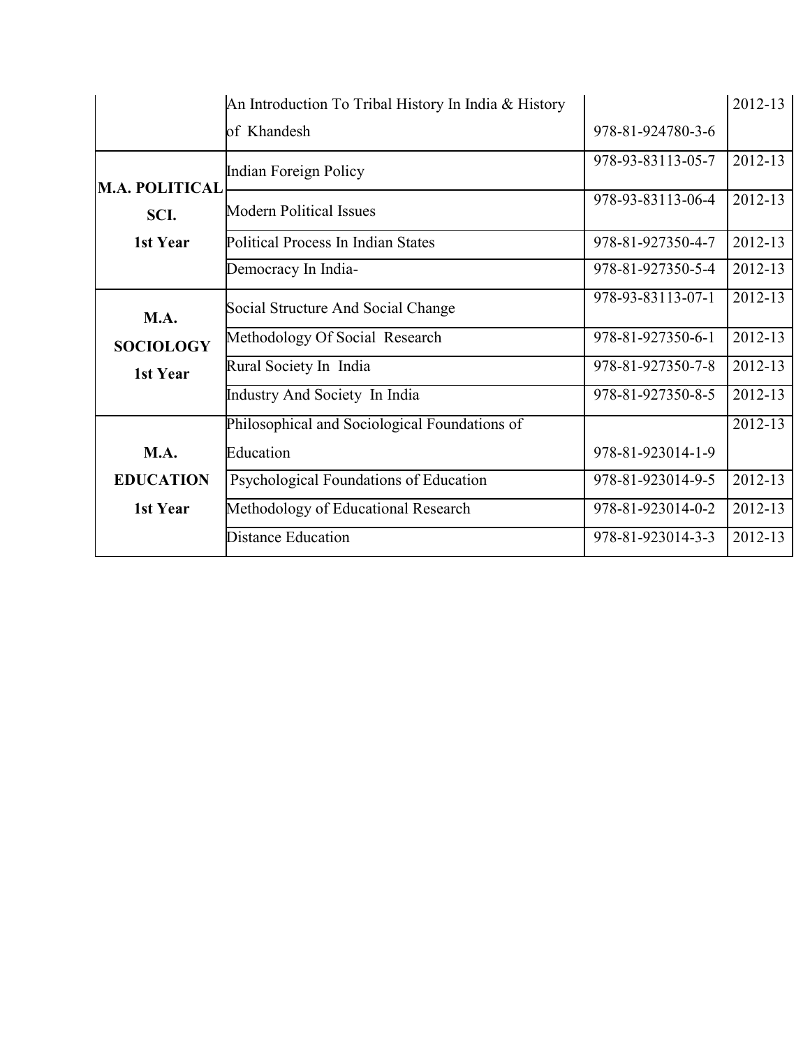| | | | |
|---|---|---|---|
| | An Introduction To Tribal History In India & History of Khandesh | 978-81-924780-3-6 | 2012-13 |
| **M.A. POLITICAL SCI. 1st Year** | Indian Foreign Policy | 978-93-83113-05-7 | 2012-13 |
| | Modern Political Issues | 978-93-83113-06-4 | 2012-13 |
| | Political Process In Indian States | 978-81-927350-4-7 | 2012-13 |
| | Democracy In India- | 978-81-927350-5-4 | 2012-13 |
| **M.A. SOCIOLOGY 1st Year** | Social Structure And Social Change | 978-93-83113-07-1 | 2012-13 |
| | Methodology Of Social Research | 978-81-927350-6-1 | 2012-13 |
| | Rural Society In India | 978-81-927350-7-8 | 2012-13 |
| | Industry And Society In India | 978-81-927350-8-5 | 2012-13 |
| **M.A. EDUCATION 1st Year** | Philosophical and Sociological Foundations of Education | 978-81-923014-1-9 | 2012-13 |
| | Psychological Foundations of Education | 978-81-923014-9-5 | 2012-13 |
| | Methodology of Educational Research | 978-81-923014-0-2 | 2012-13 |
| | Distance Education | 978-81-923014-3-3 | 2012-13 |